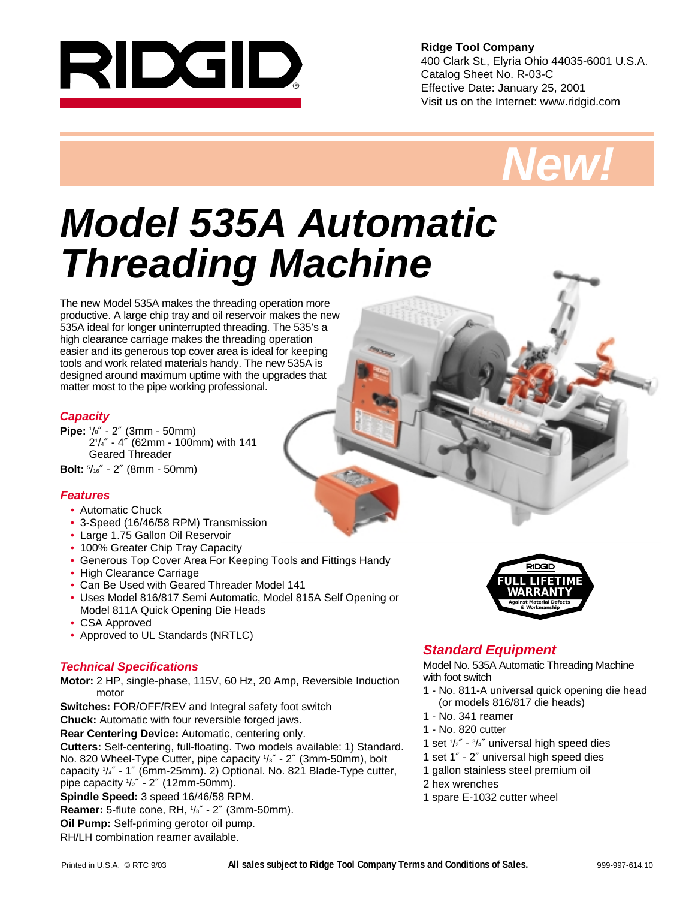**Ridge Tool Company**
400 Clark St., Elyria Ohio 44035-6001 U.S.A.
Catalog Sheet No. R-03-C
Effective Date: January 25, 2001
Visit us on the Internet: www.ridgid.com

***New!***

# *Model 535A Automatic Threading Machine*

The new Model 535A makes the threading operation more productive. A large chip tray and oil reservoir makes the new 535A ideal for longer uninterrupted threading. The 535's a high clearance carriage makes the threading operation easier and its generous top cover area is ideal for keeping tools and work related materials handy. The new 535A is designed around maximum uptime with the upgrades that matter most to the pipe working professional.

### *Capacity*

**Pipe:** 1/8″ - 2″ (3mm - 50mm)
2 1/4″ - 4″ (62mm - 100mm) with 141 Geared Threader

**Bolt:** 5/16″ - 2″ (8mm - 50mm)

### *Features*

- Automatic Chuck
- 3-Speed (16/46/58 RPM) Transmission
- Large 1.75 Gallon Oil Reservoir
- 100% Greater Chip Tray Capacity
- Generous Top Cover Area For Keeping Tools and Fittings Handy
- High Clearance Carriage
- Can Be Used with Geared Threader Model 141
- Uses Model 816/817 Semi Automatic, Model 815A Self Opening or Model 811A Quick Opening Die Heads
- CSA Approved
- Approved to UL Standards (NRTLC)

RIDGID FULL LIFETIME WARRANTY Against Material Defects & Workmanship

### *Technical Specifications*

**Motor:** 2 HP, single-phase, 115V, 60 Hz, 20 Amp, Reversible Induction motor

**Switches:** FOR/OFF/REV and Integral safety foot switch

**Chuck:** Automatic with four reversible forged jaws.

**Rear Centering Device:** Automatic, centering only.

**Cutters:** Self-centering, full-floating. Two models available: 1) Standard. No. 820 Wheel-Type Cutter, pipe capacity 1/8″ - 2″ (3mm-50mm), bolt capacity 1/4″ - 1″ (6mm-25mm). 2) Optional. No. 821 Blade-Type cutter, pipe capacity 1/2″ - 2″ (12mm-50mm).

**Spindle Speed:** 3 speed 16/46/58 RPM.

**Reamer:** 5-flute cone, RH, 1/8″ - 2″ (3mm-50mm).

**Oil Pump:** Self-priming gerotor oil pump.

RH/LH combination reamer available.

### *Standard Equipment*

Model No. 535A Automatic Threading Machine with foot switch

- 1 - No. 811-A universal quick opening die head (or models 816/817 die heads)
- 1 - No. 341 reamer
- 1 - No. 820 cutter
- 1 set 1/2″ - 3/4″ universal high speed dies
- 1 set 1″ - 2″ universal high speed dies
- 1 gallon stainless steel premium oil
- 2 hex wrenches
- 1 spare E-1032 cutter wheel

Printed in U.S.A. © RTC 9/03 **All sales subject to Ridge Tool Company Terms and Conditions of Sales.** 999-997-614.10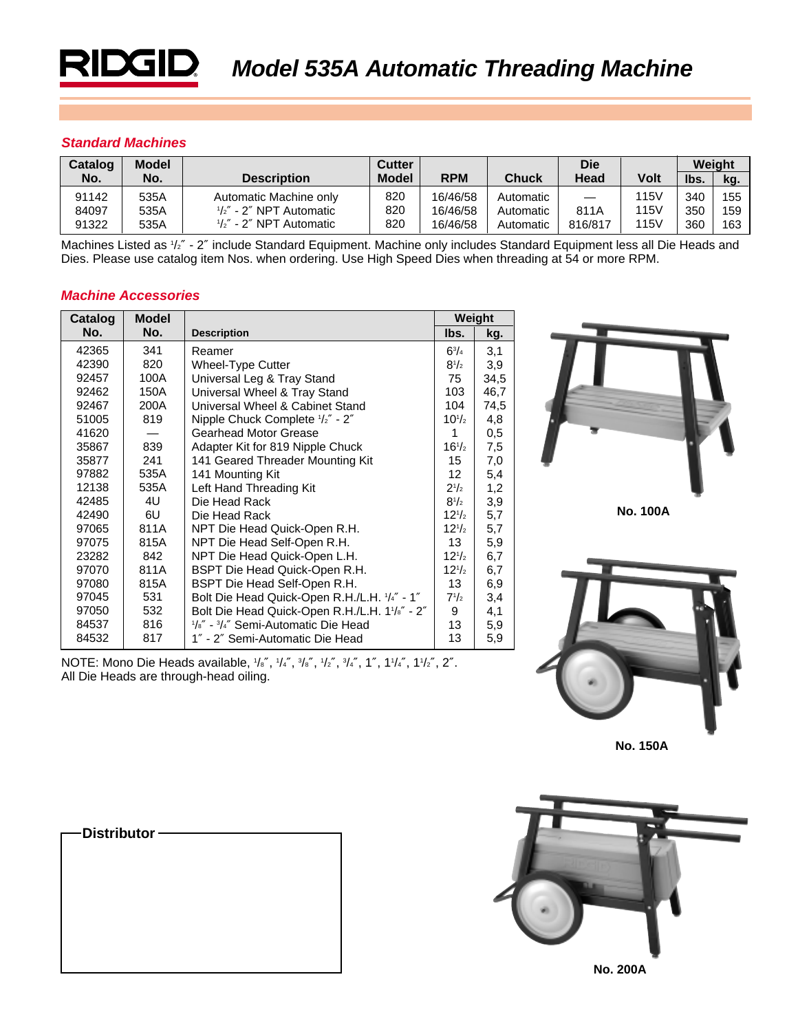# Model 535A Automatic Threading Machine

### *Standard Machines*

| Catalog No. | Model No. | Description | Cutter Model | RPM | Chuck | Die Head | Volt | Weight lbs. | Weight kg. |
|---|---|---|---|---|---|---|---|---|---|
| 91142 | 535A | Automatic Machine only | 820 | 16/46/58 | Automatic | — | 115V | 340 | 155 |
| 84097 | 535A | 1/2″ - 2″ NPT Automatic | 820 | 16/46/58 | Automatic | 811A | 115V | 350 | 159 |
| 91322 | 535A | 1/2″ - 2″ NPT Automatic | 820 | 16/46/58 | Automatic | 816/817 | 115V | 360 | 163 |

Machines Listed as 1/2″ - 2″ include Standard Equipment. Machine only includes Standard Equipment less all Die Heads and Dies. Please use catalog item Nos. when ordering. Use High Speed Dies when threading at 54 or more RPM.

### *Machine Accessories*

| Catalog No. | Model No. | Description | Weight lbs. | Weight kg. |
|---|---|---|---|---|
| 42365 | 341 | Reamer | 6 3/4 | 3,1 |
| 42390 | 820 | Wheel-Type Cutter | 8 1/2 | 3,9 |
| 92457 | 100A | Universal Leg & Tray Stand | 75 | 34,5 |
| 92462 | 150A | Universal Wheel & Tray Stand | 103 | 46,7 |
| 92467 | 200A | Universal Wheel & Cabinet Stand | 104 | 74,5 |
| 51005 | 819 | Nipple Chuck Complete 1/2″ - 2″ | 10 1/2 | 4,8 |
| 41620 | — | Gearhead Motor Grease | 1 | 0,5 |
| 35867 | 839 | Adapter Kit for 819 Nipple Chuck | 16 1/2 | 7,5 |
| 35877 | 241 | 141 Geared Threader Mounting Kit | 15 | 7,0 |
| 97882 | 535A | 141 Mounting Kit | 12 | 5,4 |
| 12138 | 535A | Left Hand Threading Kit | 2 1/2 | 1,2 |
| 42485 | 4U | Die Head Rack | 8 1/2 | 3,9 |
| 42490 | 6U | Die Head Rack | 12 1/2 | 5,7 |
| 97065 | 811A | NPT Die Head Quick-Open R.H. | 12 1/2 | 5,7 |
| 97075 | 815A | NPT Die Head Self-Open R.H. | 13 | 5,9 |
| 23282 | 842 | NPT Die Head Quick-Open L.H. | 12 1/2 | 6,7 |
| 97070 | 811A | BSPT Die Head Quick-Open R.H. | 12 1/2 | 6,7 |
| 97080 | 815A | BSPT Die Head Self-Open R.H. | 13 | 6,9 |
| 97045 | 531 | Bolt Die Head Quick-Open R.H./L.H. 1/4″ - 1″ | 7 1/2 | 3,4 |
| 97050 | 532 | Bolt Die Head Quick-Open R.H./L.H. 1 1/8″ - 2″ | 9 | 4,1 |
| 84537 | 816 | 1/8″ - 3/4″ Semi-Automatic Die Head | 13 | 5,9 |
| 84532 | 817 | 1″ - 2″ Semi-Automatic Die Head | 13 | 5,9 |

NOTE: Mono Die Heads available, 1/8″, 1/4″, 3/8″, 1/2″, 3/4″, 1″, 1 1/4″, 1 1/2″, 2″.
All Die Heads are through-head oiling.

**No. 100A**

**No. 150A**

**No. 200A**

**Distributor**